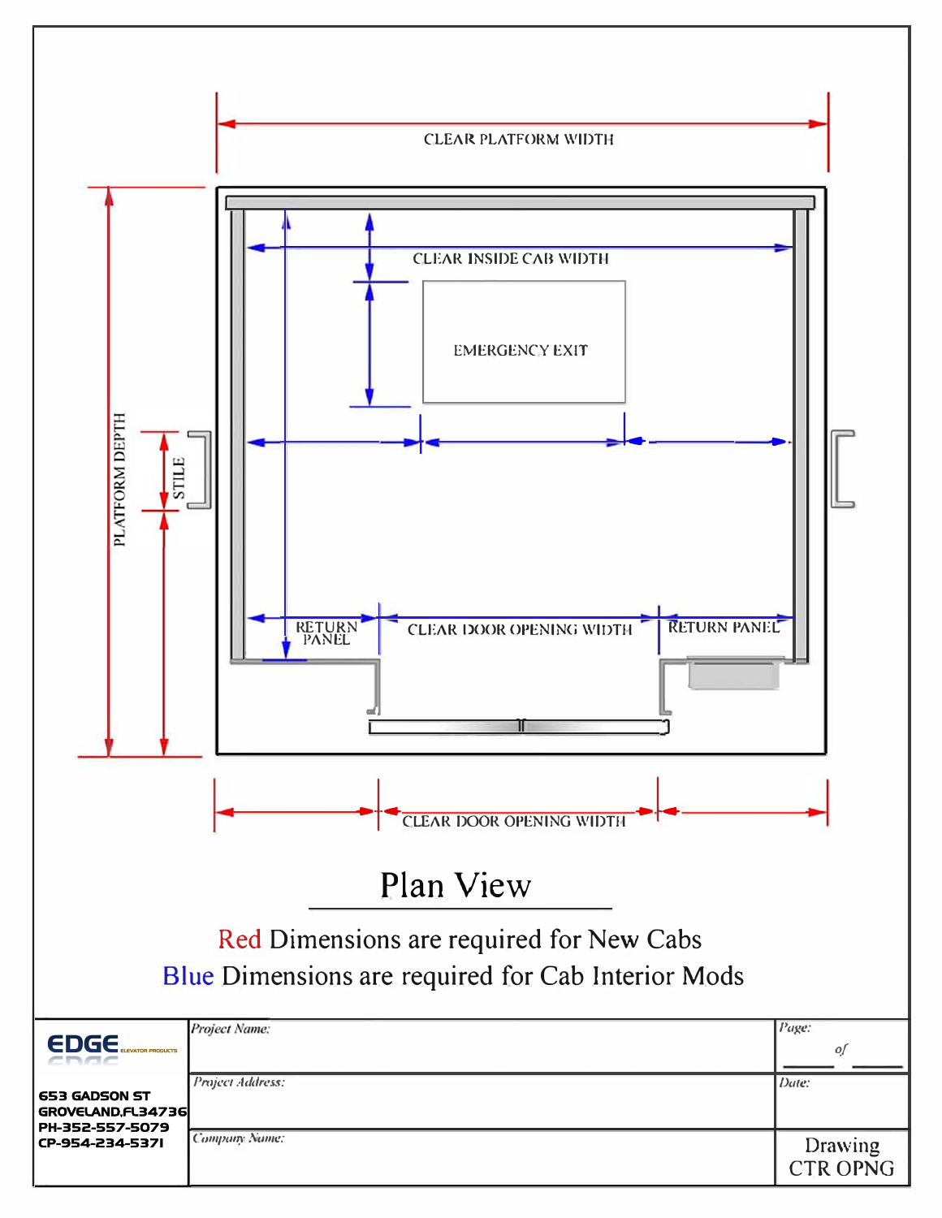CLEAR PLATFORM WIDTH

CLEAR INSIDE CAB WIDTH

EMERGENCY EXIT

PLATFORM DEPTH

STILE

RETURN PANEL

CLEAR DOOR OPENING WIDTH

RETURN PANEL

CLEAR DOOR OPENING WIDTH

## Plan View

Red Dimensions are required for New Cabs

Blue Dimensions are required for Cab Interior Mods

| EDGE ELEVATOR PRODUCTS<br>653 GADSON ST<br>GROVELAND,FL34736<br>PH-352-557-5079<br>CP-954-234-5371 | *Project Name:* | *Page:* of |
|---|---|---|
| | *Project Address:* | *Date:* |
| | *Company Name:* | Drawing CTR OPNG |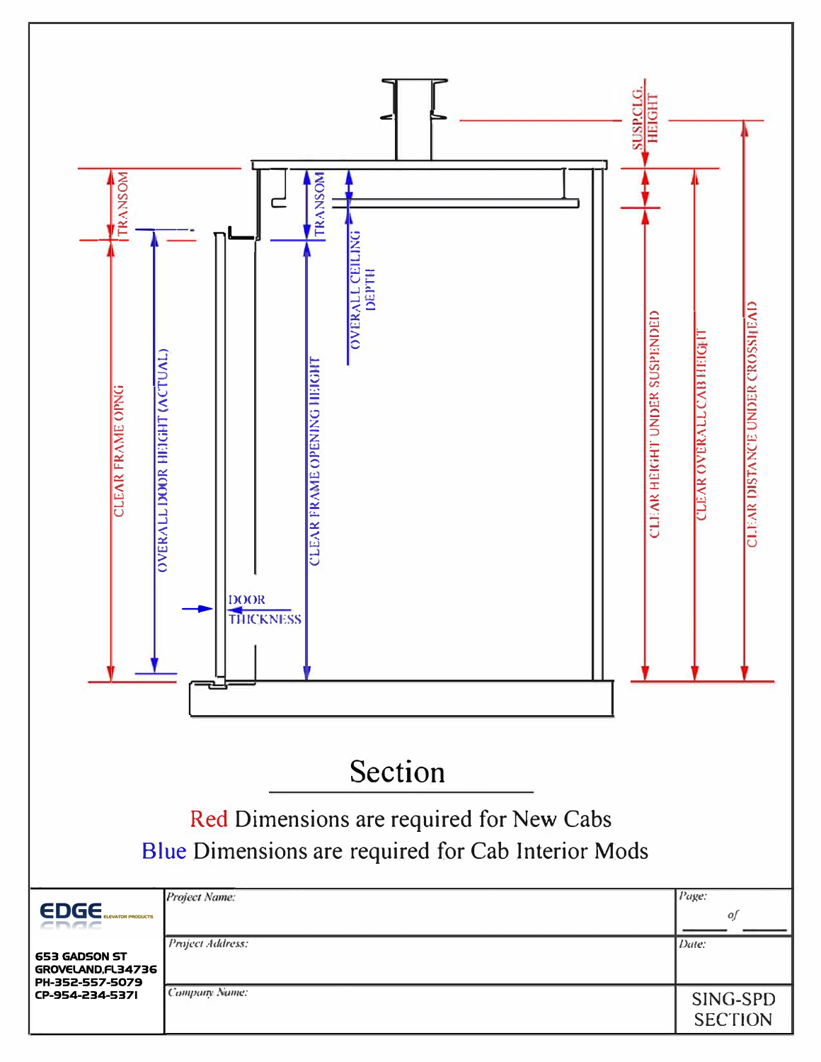TRANSOM

CLEAR FRAME OPNG

OVERALL DOOR HEIGHT (ACTUAL)

DOOR THICKNESS

TRANSOM

CLEAR FRAME OPENING HEIGHT

OVERALL CEILING DEPTH

SUSP.CLG. HEIGHT

CLEAR HEIGHT UNDER SUSPENDED

CLEAR OVERALL CAB HEIGHT

CLEAR DISTANCE UNDER CROSSHEAD

# Section

Red Dimensions are required for New Cabs

Blue Dimensions are required for Cab Interior Mods

| | | |
|---|---|---|
| EDGE ELEVATOR PRODUCTS | *Project Name:* | *Page:* of |
| 653 GADSON ST<br>GROVELAND,FL34736<br>PH-352-557-5079<br>CP-954-234-5371 | *Project Address:* | *Date:* |
| | *Company Name:* | SING-SPD SECTION |